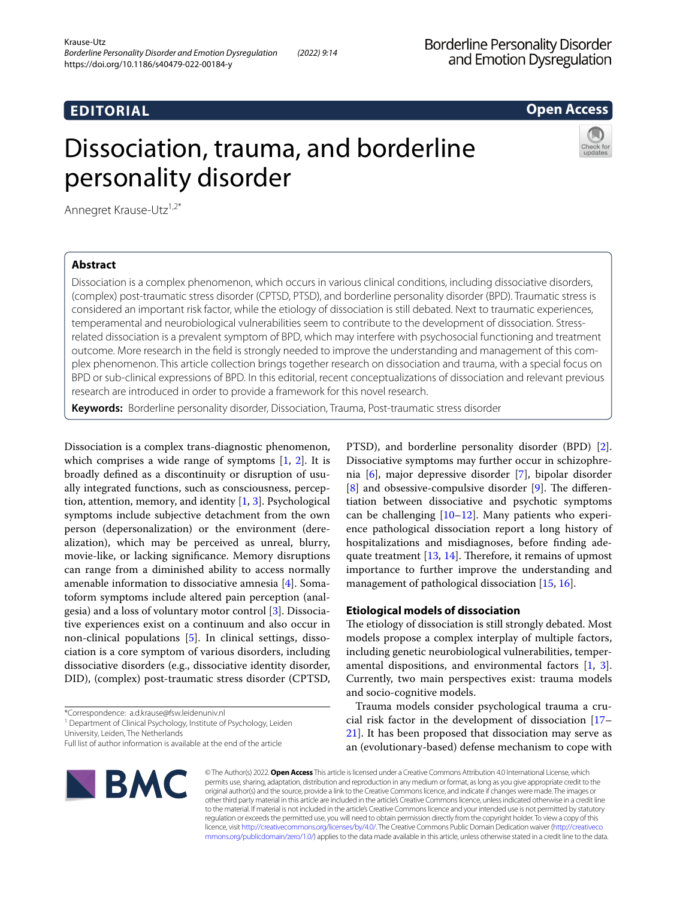EDITORIAL

Open Access

# Dissociation, trauma, and borderline personality disorder

Annegret Krause-Utz[1,2*]

## Abstract

Dissociation is a complex phenomenon, which occurs in various clinical conditions, including dissociative disorders, (complex) post-traumatic stress disorder (CPTSD, PTSD), and borderline personality disorder (BPD). Traumatic stress is considered an important risk factor, while the etiology of dissociation is still debated. Next to traumatic experiences, temperamental and neurobiological vulnerabilities seem to contribute to the development of dissociation. Stress-related dissociation is a prevalent symptom of BPD, which may interfere with psychosocial functioning and treatment outcome. More research in the field is strongly needed to improve the understanding and management of this complex phenomenon. This article collection brings together research on dissociation and trauma, with a special focus on BPD or sub-clinical expressions of BPD. In this editorial, recent conceptualizations of dissociation and relevant previous research are introduced in order to provide a framework for this novel research.

**Keywords:** Borderline personality disorder, Dissociation, Trauma, Post-traumatic stress disorder

Dissociation is a complex trans-diagnostic phenomenon, which comprises a wide range of symptoms [1, 2]. It is broadly defined as a discontinuity or disruption of usually integrated functions, such as consciousness, perception, attention, memory, and identity [1, 3]. Psychological symptoms include subjective detachment from the own person (depersonalization) or the environment (derealization), which may be perceived as unreal, blurry, movie-like, or lacking significance. Memory disruptions can range from a diminished ability to access normally amenable information to dissociative amnesia [4]. Somatoform symptoms include altered pain perception (analgesia) and a loss of voluntary motor control [3]. Dissociative experiences exist on a continuum and also occur in non-clinical populations [5]. In clinical settings, dissociation is a core symptom of various disorders, including dissociative disorders (e.g., dissociative identity disorder, DID), (complex) post-traumatic stress disorder (CPTSD, PTSD), and borderline personality disorder (BPD) [2]. Dissociative symptoms may further occur in schizophrenia [6], major depressive disorder [7], bipolar disorder [8] and obsessive-compulsive disorder [9]. The differentiation between dissociative and psychotic symptoms can be challenging [10–12]. Many patients who experience pathological dissociation report a long history of hospitalizations and misdiagnoses, before finding adequate treatment [13, 14]. Therefore, it remains of upmost importance to further improve the understanding and management of pathological dissociation [15, 16].

### Etiological models of dissociation

The etiology of dissociation is still strongly debated. Most models propose a complex interplay of multiple factors, including genetic neurobiological vulnerabilities, temperamental dispositions, and environmental factors [1, 3]. Currently, two main perspectives exist: trauma models and socio-cognitive models.

Trauma models consider psychological trauma a crucial risk factor in the development of dissociation [17–21]. It has been proposed that dissociation may serve as an (evolutionary-based) defense mechanism to cope with

*Correspondence: a.d.krause@fsw.leidenuniv.nl
[1] Department of Clinical Psychology, Institute of Psychology, Leiden University, Leiden, The Netherlands
Full list of author information is available at the end of the article

© The Author(s) 2022. **Open Access** This article is licensed under a Creative Commons Attribution 4.0 International License, which permits use, sharing, adaptation, distribution and reproduction in any medium or format, as long as you give appropriate credit to the original author(s) and the source, provide a link to the Creative Commons licence, and indicate if changes were made. The images or other third party material in this article are included in the article's Creative Commons licence, unless indicated otherwise in a credit line to the material. If material is not included in the article's Creative Commons licence and your intended use is not permitted by statutory regulation or exceeds the permitted use, you will need to obtain permission directly from the copyright holder. To view a copy of this licence, visit http://creativecommons.org/licenses/by/4.0/. The Creative Commons Public Domain Dedication waiver (http://creativecommons.org/publicdomain/zero/1.0/) applies to the data made available in this article, unless otherwise stated in a credit line to the data.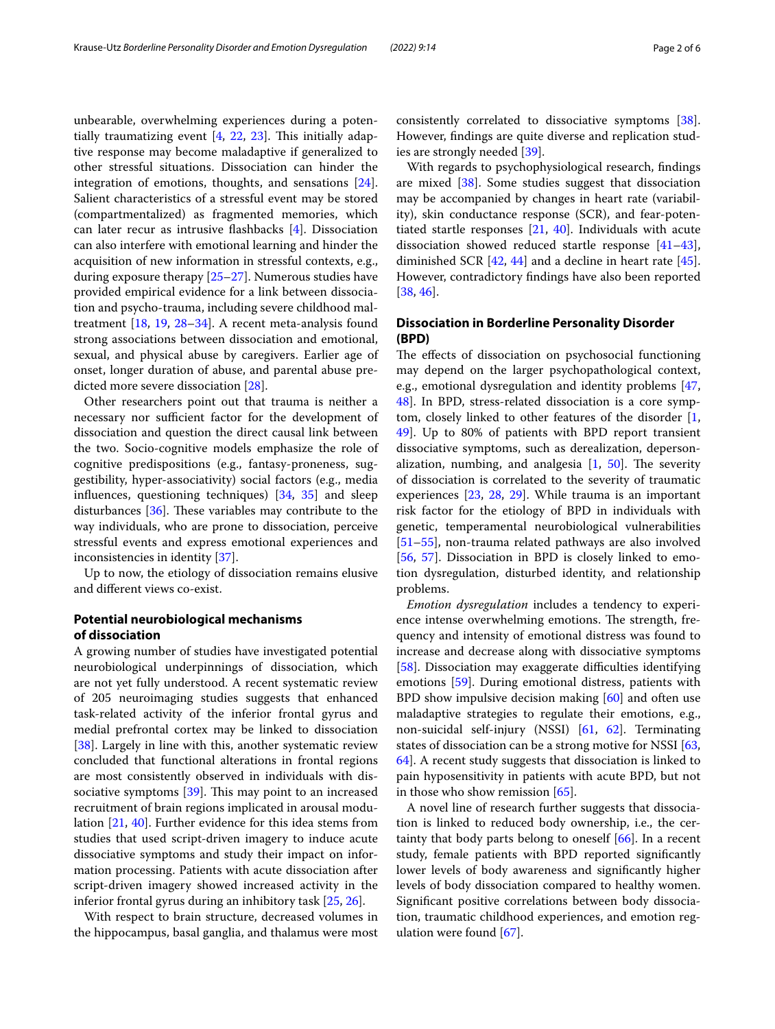unbearable, overwhelming experiences during a potentially traumatizing event [4, 22, 23]. This initially adaptive response may become maladaptive if generalized to other stressful situations. Dissociation can hinder the integration of emotions, thoughts, and sensations [24]. Salient characteristics of a stressful event may be stored (compartmentalized) as fragmented memories, which can later recur as intrusive flashbacks [4]. Dissociation can also interfere with emotional learning and hinder the acquisition of new information in stressful contexts, e.g., during exposure therapy [25–27]. Numerous studies have provided empirical evidence for a link between dissociation and psycho-trauma, including severe childhood maltreatment [18, 19, 28–34]. A recent meta-analysis found strong associations between dissociation and emotional, sexual, and physical abuse by caregivers. Earlier age of onset, longer duration of abuse, and parental abuse predicted more severe dissociation [28].

Other researchers point out that trauma is neither a necessary nor sufficient factor for the development of dissociation and question the direct causal link between the two. Socio-cognitive models emphasize the role of cognitive predispositions (e.g., fantasy-proneness, suggestibility, hyper-associativity) social factors (e.g., media influences, questioning techniques) [34, 35] and sleep disturbances [36]. These variables may contribute to the way individuals, who are prone to dissociation, perceive stressful events and express emotional experiences and inconsistencies in identity [37].

Up to now, the etiology of dissociation remains elusive and different views co-exist.

## Potential neurobiological mechanisms of dissociation

A growing number of studies have investigated potential neurobiological underpinnings of dissociation, which are not yet fully understood. A recent systematic review of 205 neuroimaging studies suggests that enhanced task-related activity of the inferior frontal gyrus and medial prefrontal cortex may be linked to dissociation [38]. Largely in line with this, another systematic review concluded that functional alterations in frontal regions are most consistently observed in individuals with dissociative symptoms [39]. This may point to an increased recruitment of brain regions implicated in arousal modulation [21, 40]. Further evidence for this idea stems from studies that used script-driven imagery to induce acute dissociative symptoms and study their impact on information processing. Patients with acute dissociation after script-driven imagery showed increased activity in the inferior frontal gyrus during an inhibitory task [25, 26].

With respect to brain structure, decreased volumes in the hippocampus, basal ganglia, and thalamus were most consistently correlated to dissociative symptoms [38]. However, findings are quite diverse and replication studies are strongly needed [39].

With regards to psychophysiological research, findings are mixed [38]. Some studies suggest that dissociation may be accompanied by changes in heart rate (variability), skin conductance response (SCR), and fear-potentiated startle responses [21, 40]. Individuals with acute dissociation showed reduced startle response [41–43], diminished SCR [42, 44] and a decline in heart rate [45]. However, contradictory findings have also been reported [38, 46].

## Dissociation in Borderline Personality Disorder (BPD)

The effects of dissociation on psychosocial functioning may depend on the larger psychopathological context, e.g., emotional dysregulation and identity problems [47, 48]. In BPD, stress-related dissociation is a core symptom, closely linked to other features of the disorder [1, 49]. Up to 80% of patients with BPD report transient dissociative symptoms, such as derealization, depersonalization, numbing, and analgesia [1, 50]. The severity of dissociation is correlated to the severity of traumatic experiences [23, 28, 29]. While trauma is an important risk factor for the etiology of BPD in individuals with genetic, temperamental neurobiological vulnerabilities [51–55], non-trauma related pathways are also involved [56, 57]. Dissociation in BPD is closely linked to emotion dysregulation, disturbed identity, and relationship problems.

*Emotion dysregulation* includes a tendency to experience intense overwhelming emotions. The strength, frequency and intensity of emotional distress was found to increase and decrease along with dissociative symptoms [58]. Dissociation may exaggerate difficulties identifying emotions [59]. During emotional distress, patients with BPD show impulsive decision making [60] and often use maladaptive strategies to regulate their emotions, e.g., non-suicidal self-injury (NSSI) [61, 62]. Terminating states of dissociation can be a strong motive for NSSI [63, 64]. A recent study suggests that dissociation is linked to pain hyposensitivity in patients with acute BPD, but not in those who show remission [65].

A novel line of research further suggests that dissociation is linked to reduced body ownership, i.e., the certainty that body parts belong to oneself [66]. In a recent study, female patients with BPD reported significantly lower levels of body awareness and significantly higher levels of body dissociation compared to healthy women. Significant positive correlations between body dissociation, traumatic childhood experiences, and emotion regulation were found [67].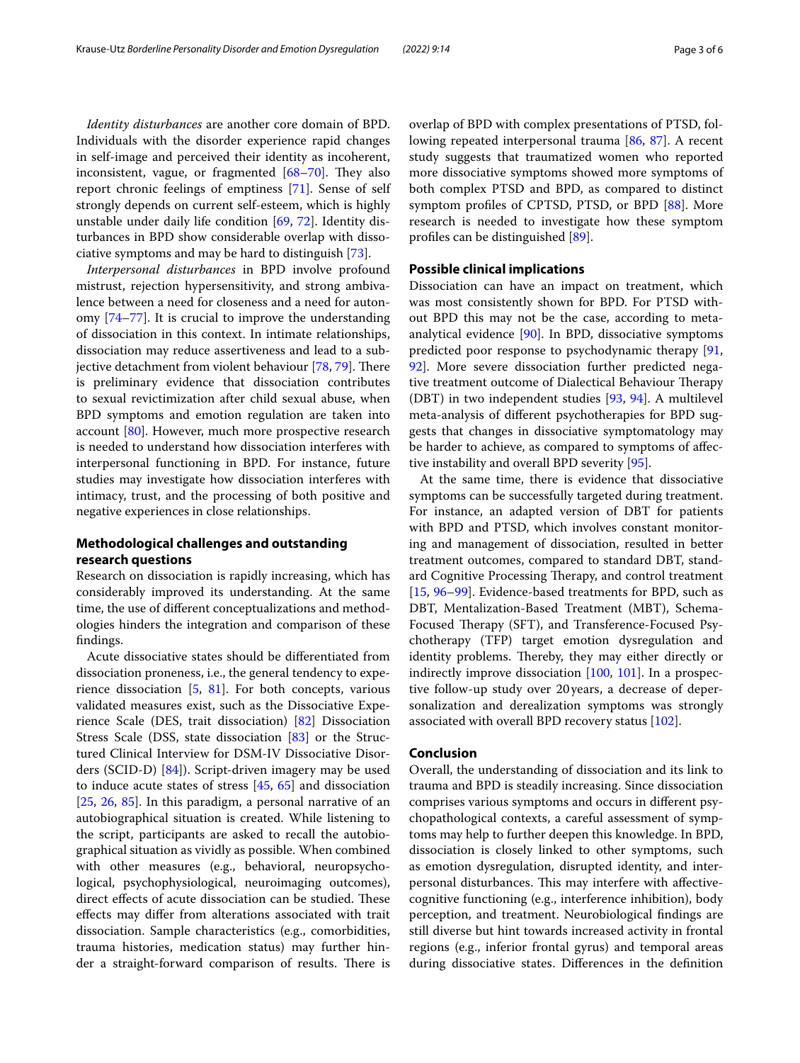*Identity disturbances* are another core domain of BPD. Individuals with the disorder experience rapid changes in self-image and perceived their identity as incoherent, inconsistent, vague, or fragmented [68–70]. They also report chronic feelings of emptiness [71]. Sense of self strongly depends on current self-esteem, which is highly unstable under daily life condition [69, 72]. Identity disturbances in BPD show considerable overlap with dissociative symptoms and may be hard to distinguish [73].

*Interpersonal disturbances* in BPD involve profound mistrust, rejection hypersensitivity, and strong ambivalence between a need for closeness and a need for autonomy [74–77]. It is crucial to improve the understanding of dissociation in this context. In intimate relationships, dissociation may reduce assertiveness and lead to a subjective detachment from violent behaviour [78, 79]. There is preliminary evidence that dissociation contributes to sexual revictimization after child sexual abuse, when BPD symptoms and emotion regulation are taken into account [80]. However, much more prospective research is needed to understand how dissociation interferes with interpersonal functioning in BPD. For instance, future studies may investigate how dissociation interferes with intimacy, trust, and the processing of both positive and negative experiences in close relationships.

## Methodological challenges and outstanding research questions

Research on dissociation is rapidly increasing, which has considerably improved its understanding. At the same time, the use of different conceptualizations and methodologies hinders the integration and comparison of these findings.

Acute dissociative states should be differentiated from dissociation proneness, i.e., the general tendency to experience dissociation [5, 81]. For both concepts, various validated measures exist, such as the Dissociative Experience Scale (DES, trait dissociation) [82] Dissociation Stress Scale (DSS, state dissociation [83] or the Structured Clinical Interview for DSM-IV Dissociative Disorders (SCID-D) [84]). Script-driven imagery may be used to induce acute states of stress [45, 65] and dissociation [25, 26, 85]. In this paradigm, a personal narrative of an autobiographical situation is created. While listening to the script, participants are asked to recall the autobiographical situation as vividly as possible. When combined with other measures (e.g., behavioral, neuropsychological, psychophysiological, neuroimaging outcomes), direct effects of acute dissociation can be studied. These effects may differ from alterations associated with trait dissociation. Sample characteristics (e.g., comorbidities, trauma histories, medication status) may further hinder a straight-forward comparison of results. There is overlap of BPD with complex presentations of PTSD, following repeated interpersonal trauma [86, 87]. A recent study suggests that traumatized women who reported more dissociative symptoms showed more symptoms of both complex PTSD and BPD, as compared to distinct symptom profiles of CPTSD, PTSD, or BPD [88]. More research is needed to investigate how these symptom profiles can be distinguished [89].

## Possible clinical implications

Dissociation can have an impact on treatment, which was most consistently shown for BPD. For PTSD without BPD this may not be the case, according to meta-analytical evidence [90]. In BPD, dissociative symptoms predicted poor response to psychodynamic therapy [91, 92]. More severe dissociation further predicted negative treatment outcome of Dialectical Behaviour Therapy (DBT) in two independent studies [93, 94]. A multilevel meta-analysis of different psychotherapies for BPD suggests that changes in dissociative symptomatology may be harder to achieve, as compared to symptoms of affective instability and overall BPD severity [95].

At the same time, there is evidence that dissociative symptoms can be successfully targeted during treatment. For instance, an adapted version of DBT for patients with BPD and PTSD, which involves constant monitoring and management of dissociation, resulted in better treatment outcomes, compared to standard DBT, standard Cognitive Processing Therapy, and control treatment [15, 96–99]. Evidence-based treatments for BPD, such as DBT, Mentalization-Based Treatment (MBT), Schema-Focused Therapy (SFT), and Transference-Focused Psychotherapy (TFP) target emotion dysregulation and identity problems. Thereby, they may either directly or indirectly improve dissociation [100, 101]. In a prospective follow-up study over 20 years, a decrease of depersonalization and derealization symptoms was strongly associated with overall BPD recovery status [102].

## Conclusion

Overall, the understanding of dissociation and its link to trauma and BPD is steadily increasing. Since dissociation comprises various symptoms and occurs in different psychopathological contexts, a careful assessment of symptoms may help to further deepen this knowledge. In BPD, dissociation is closely linked to other symptoms, such as emotion dysregulation, disrupted identity, and interpersonal disturbances. This may interfere with affective-cognitive functioning (e.g., interference inhibition), body perception, and treatment. Neurobiological findings are still diverse but hint towards increased activity in frontal regions (e.g., inferior frontal gyrus) and temporal areas during dissociative states. Differences in the definition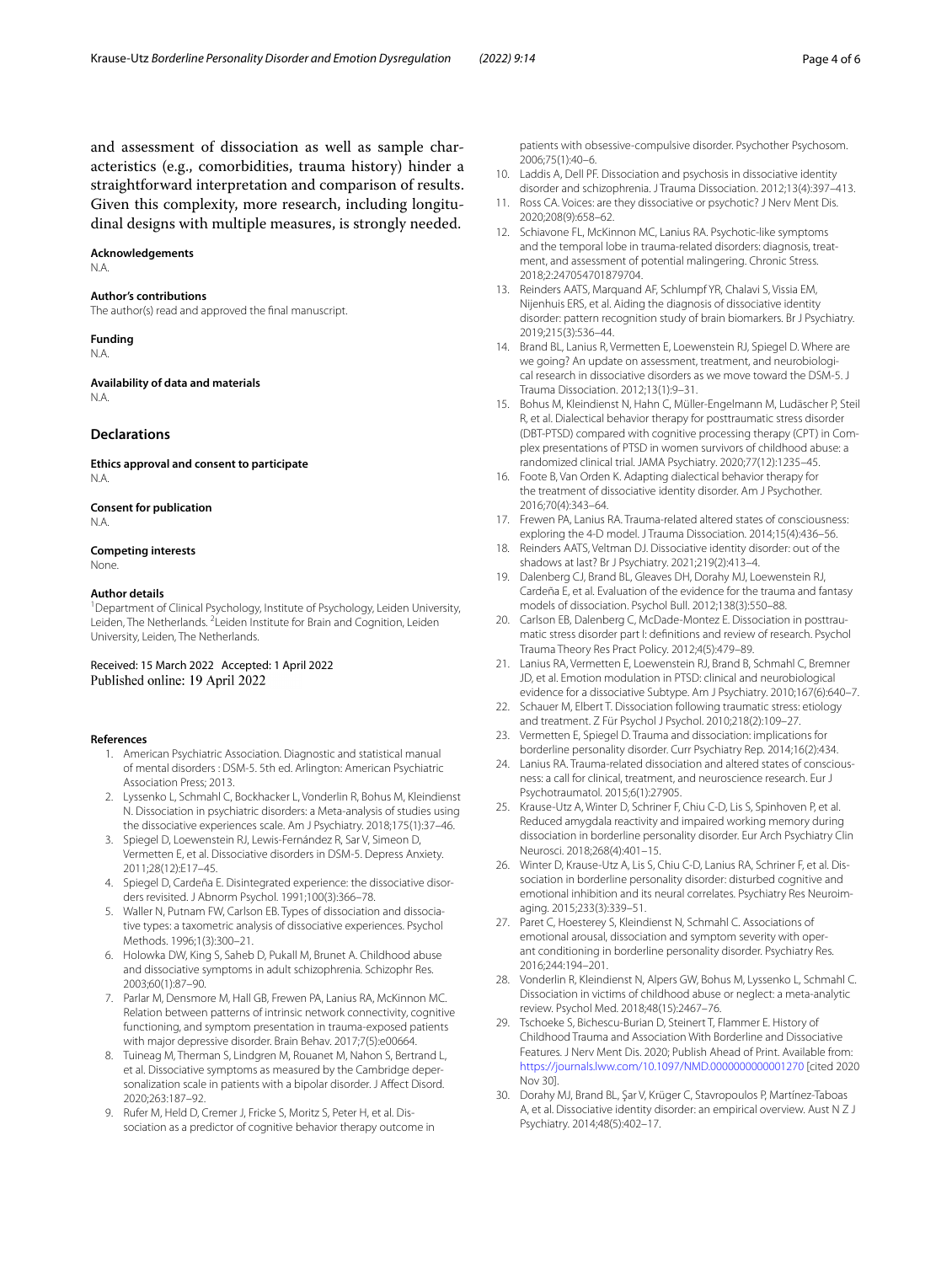and assessment of dissociation as well as sample characteristics (e.g., comorbidities, trauma history) hinder a straightforward interpretation and comparison of results. Given this complexity, more research, including longitudinal designs with multiple measures, is strongly needed.

**Acknowledgements**
N.A.

**Author's contributions**
The author(s) read and approved the final manuscript.

**Funding**
N.A.

**Availability of data and materials**
N.A.

## Declarations

**Ethics approval and consent to participate**
N.A.

**Consent for publication**
N.A.

**Competing interests**
None.

**Author details**
[1]Department of Clinical Psychology, Institute of Psychology, Leiden University, Leiden, The Netherlands. [2]Leiden Institute for Brain and Cognition, Leiden University, Leiden, The Netherlands.

Received: 15 March 2022 Accepted: 1 April 2022
Published online: 19 April 2022

**References**

1. American Psychiatric Association. Diagnostic and statistical manual of mental disorders : DSM-5. 5th ed. Arlington: American Psychiatric Association Press; 2013.
2. Lyssenko L, Schmahl C, Bockhacker L, Vonderlin R, Bohus M, Kleindienst N. Dissociation in psychiatric disorders: a Meta-analysis of studies using the dissociative experiences scale. Am J Psychiatry. 2018;175(1):37–46.
3. Spiegel D, Loewenstein RJ, Lewis-Fernández R, Sar V, Simeon D, Vermetten E, et al. Dissociative disorders in DSM-5. Depress Anxiety. 2011;28(12):E17–45.
4. Spiegel D, Cardeña E. Disintegrated experience: the dissociative disorders revisited. J Abnorm Psychol. 1991;100(3):366–78.
5. Waller N, Putnam FW, Carlson EB. Types of dissociation and dissociative types: a taxometric analysis of dissociative experiences. Psychol Methods. 1996;1(3):300–21.
6. Holowka DW, King S, Saheb D, Pukall M, Brunet A. Childhood abuse and dissociative symptoms in adult schizophrenia. Schizophr Res. 2003;60(1):87–90.
7. Parlar M, Densmore M, Hall GB, Frewen PA, Lanius RA, McKinnon MC. Relation between patterns of intrinsic network connectivity, cognitive functioning, and symptom presentation in trauma-exposed patients with major depressive disorder. Brain Behav. 2017;7(5):e00664.
8. Tuineag M, Therman S, Lindgren M, Rouanet M, Nahon S, Bertrand L, et al. Dissociative symptoms as measured by the Cambridge depersonalization scale in patients with a bipolar disorder. J Affect Disord. 2020;263:187–92.
9. Rufer M, Held D, Cremer J, Fricke S, Moritz S, Peter H, et al. Dissociation as a predictor of cognitive behavior therapy outcome in patients with obsessive-compulsive disorder. Psychother Psychosom. 2006;75(1):40–6.
10. Laddis A, Dell PF. Dissociation and psychosis in dissociative identity disorder and schizophrenia. J Trauma Dissociation. 2012;13(4):397–413.
11. Ross CA. Voices: are they dissociative or psychotic? J Nerv Ment Dis. 2020;208(9):658–62.
12. Schiavone FL, McKinnon MC, Lanius RA. Psychotic-like symptoms and the temporal lobe in trauma-related disorders: diagnosis, treatment, and assessment of potential malingering. Chronic Stress. 2018;2:247054701879704.
13. Reinders AATS, Marquand AF, Schlumpf YR, Chalavi S, Vissia EM, Nijenhuis ERS, et al. Aiding the diagnosis of dissociative identity disorder: pattern recognition study of brain biomarkers. Br J Psychiatry. 2019;215(3):536–44.
14. Brand BL, Lanius R, Vermetten E, Loewenstein RJ, Spiegel D. Where are we going? An update on assessment, treatment, and neurobiological research in dissociative disorders as we move toward the DSM-5. J Trauma Dissociation. 2012;13(1):9–31.
15. Bohus M, Kleindienst N, Hahn C, Müller-Engelmann M, Ludäscher P, Steil R, et al. Dialectical behavior therapy for posttraumatic stress disorder (DBT-PTSD) compared with cognitive processing therapy (CPT) in Complex presentations of PTSD in women survivors of childhood abuse: a randomized clinical trial. JAMA Psychiatry. 2020;77(12):1235–45.
16. Foote B, Van Orden K. Adapting dialectical behavior therapy for the treatment of dissociative identity disorder. Am J Psychother. 2016;70(4):343–64.
17. Frewen PA, Lanius RA. Trauma-related altered states of consciousness: exploring the 4-D model. J Trauma Dissociation. 2014;15(4):436–56.
18. Reinders AATS, Veltman DJ. Dissociative identity disorder: out of the shadows at last? Br J Psychiatry. 2021;219(2):413–4.
19. Dalenberg CJ, Brand BL, Gleaves DH, Dorahy MJ, Loewenstein RJ, Cardeña E, et al. Evaluation of the evidence for the trauma and fantasy models of dissociation. Psychol Bull. 2012;138(3):550–88.
20. Carlson EB, Dalenberg C, McDade-Montez E. Dissociation in posttraumatic stress disorder part I: definitions and review of research. Psychol Trauma Theory Res Pract Policy. 2012;4(5):479–89.
21. Lanius RA, Vermetten E, Loewenstein RJ, Brand B, Schmahl C, Bremner JD, et al. Emotion modulation in PTSD: clinical and neurobiological evidence for a dissociative Subtype. Am J Psychiatry. 2010;167(6):640–7.
22. Schauer M, Elbert T. Dissociation following traumatic stress: etiology and treatment. Z Für Psychol J Psychol. 2010;218(2):109–27.
23. Vermetten E, Spiegel D. Trauma and dissociation: implications for borderline personality disorder. Curr Psychiatry Rep. 2014;16(2):434.
24. Lanius RA. Trauma-related dissociation and altered states of consciousness: a call for clinical, treatment, and neuroscience research. Eur J Psychotraumatol. 2015;6(1):27905.
25. Krause-Utz A, Winter D, Schriner F, Chiu C-D, Lis S, Spinhoven P, et al. Reduced amygdala reactivity and impaired working memory during dissociation in borderline personality disorder. Eur Arch Psychiatry Clin Neurosci. 2018;268(4):401–15.
26. Winter D, Krause-Utz A, Lis S, Chiu C-D, Lanius RA, Schriner F, et al. Dissociation in borderline personality disorder: disturbed cognitive and emotional inhibition and its neural correlates. Psychiatry Res Neuroimaging. 2015;233(3):339–51.
27. Paret C, Hoesterey S, Kleindienst N, Schmahl C. Associations of emotional arousal, dissociation and symptom severity with operant conditioning in borderline personality disorder. Psychiatry Res. 2016;244:194–201.
28. Vonderlin R, Kleindienst N, Alpers GW, Bohus M, Lyssenko L, Schmahl C. Dissociation in victims of childhood abuse or neglect: a meta-analytic review. Psychol Med. 2018;48(15):2467–76.
29. Tschoeke S, Bichescu-Burian D, Steinert T, Flammer E. History of Childhood Trauma and Association With Borderline and Dissociative Features. J Nerv Ment Dis. 2020; Publish Ahead of Print. Available from: https://journals.lww.com/10.1097/NMD.0000000000001270 [cited 2020 Nov 30].
30. Dorahy MJ, Brand BL, Şar V, Krüger C, Stavropoulos P, Martínez-Taboas A, et al. Dissociative identity disorder: an empirical overview. Aust N Z J Psychiatry. 2014;48(5):402–17.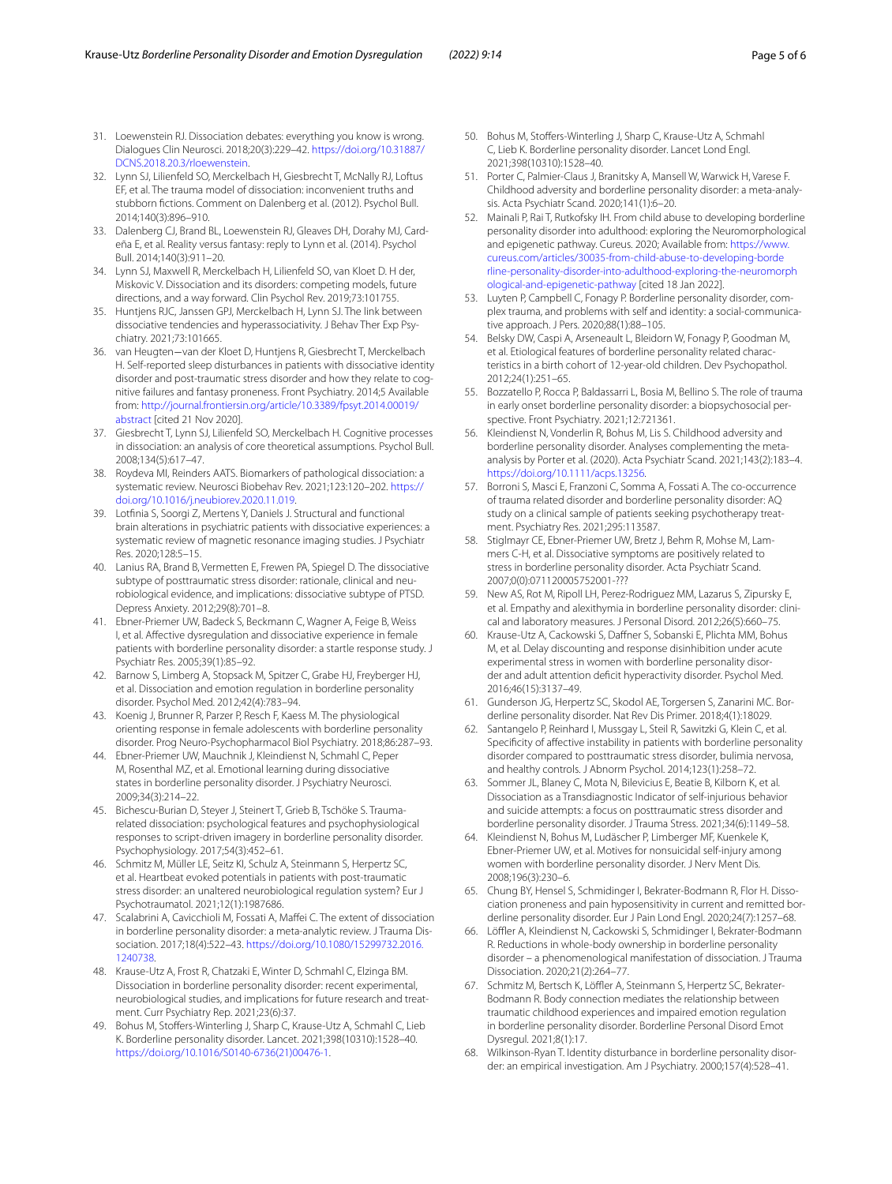31. Loewenstein RJ. Dissociation debates: everything you know is wrong. Dialogues Clin Neurosci. 2018;20(3):229–42. https://doi.org/10.31887/DCNS.2018.20.3/rloewenstein.
32. Lynn SJ, Lilienfeld SO, Merckelbach H, Giesbrecht T, McNally RJ, Loftus EF, et al. The trauma model of dissociation: inconvenient truths and stubborn fictions. Comment on Dalenberg et al. (2012). Psychol Bull. 2014;140(3):896–910.
33. Dalenberg CJ, Brand BL, Loewenstein RJ, Gleaves DH, Dorahy MJ, Cardeña E, et al. Reality versus fantasy: reply to Lynn et al. (2014). Psychol Bull. 2014;140(3):911–20.
34. Lynn SJ, Maxwell R, Merckelbach H, Lilienfeld SO, van Kloet D. H der, Miskovic V. Dissociation and its disorders: competing models, future directions, and a way forward. Clin Psychol Rev. 2019;73:101755.
35. Huntjens RJC, Janssen GPJ, Merckelbach H, Lynn SJ. The link between dissociative tendencies and hyperassociativity. J Behav Ther Exp Psychiatry. 2021;73:101665.
36. van Heugten—van der Kloet D, Huntjens R, Giesbrecht T, Merckelbach H. Self-reported sleep disturbances in patients with dissociative identity disorder and post-traumatic stress disorder and how they relate to cognitive failures and fantasy proneness. Front Psychiatry. 2014;5 Available from: http://journal.frontiersin.org/article/10.3389/fpsyt.2014.00019/abstract [cited 21 Nov 2020].
37. Giesbrecht T, Lynn SJ, Lilienfeld SO, Merckelbach H. Cognitive processes in dissociation: an analysis of core theoretical assumptions. Psychol Bull. 2008;134(5):617–47.
38. Roydeva MI, Reinders AATS. Biomarkers of pathological dissociation: a systematic review. Neurosci Biobehav Rev. 2021;123:120–202. https://doi.org/10.1016/j.neubiorev.2020.11.019.
39. Lotfinia S, Soorgi Z, Mertens Y, Daniels J. Structural and functional brain alterations in psychiatric patients with dissociative experiences: a systematic review of magnetic resonance imaging studies. J Psychiatr Res. 2020;128:5–15.
40. Lanius RA, Brand B, Vermetten E, Frewen PA, Spiegel D. The dissociative subtype of posttraumatic stress disorder: rationale, clinical and neurobiological evidence, and implications: dissociative subtype of PTSD. Depress Anxiety. 2012;29(8):701–8.
41. Ebner-Priemer UW, Badeck S, Beckmann C, Wagner A, Feige B, Weiss I, et al. Affective dysregulation and dissociative experience in female patients with borderline personality disorder: a startle response study. J Psychiatr Res. 2005;39(1):85–92.
42. Barnow S, Limberg A, Stopsack M, Spitzer C, Grabe HJ, Freyberger HJ, et al. Dissociation and emotion regulation in borderline personality disorder. Psychol Med. 2012;42(4):783–94.
43. Koenig J, Brunner R, Parzer P, Resch F, Kaess M. The physiological orienting response in female adolescents with borderline personality disorder. Prog Neuro-Psychopharmacol Biol Psychiatry. 2018;86:287–93.
44. Ebner-Priemer UW, Mauchnik J, Kleindienst N, Schmahl C, Peper M, Rosenthal MZ, et al. Emotional learning during dissociative states in borderline personality disorder. J Psychiatry Neurosci. 2009;34(3):214–22.
45. Bichescu-Burian D, Steyer J, Steinert T, Grieb B, Tschöke S. Trauma-related dissociation: psychological features and psychophysiological responses to script-driven imagery in borderline personality disorder. Psychophysiology. 2017;54(3):452–61.
46. Schmitz M, Müller LE, Seitz KI, Schulz A, Steinmann S, Herpertz SC, et al. Heartbeat evoked potentials in patients with post-traumatic stress disorder: an unaltered neurobiological regulation system? Eur J Psychotraumatol. 2021;12(1):1987686.
47. Scalabrini A, Cavicchioli M, Fossati A, Maffei C. The extent of dissociation in borderline personality disorder: a meta-analytic review. J Trauma Dissociation. 2017;18(4):522–43. https://doi.org/10.1080/15299732.2016.1240738.
48. Krause-Utz A, Frost R, Chatzaki E, Winter D, Schmahl C, Elzinga BM. Dissociation in borderline personality disorder: recent experimental, neurobiological studies, and implications for future research and treatment. Curr Psychiatry Rep. 2021;23(6):37.
49. Bohus M, Stoffers-Winterling J, Sharp C, Krause-Utz A, Schmahl C, Lieb K. Borderline personality disorder. Lancet. 2021;398(10310):1528–40. https://doi.org/10.1016/S0140-6736(21)00476-1.
50. Bohus M, Stoffers-Winterling J, Sharp C, Krause-Utz A, Schmahl C, Lieb K. Borderline personality disorder. Lancet Lond Engl. 2021;398(10310):1528–40.
51. Porter C, Palmier-Claus J, Branitsky A, Mansell W, Warwick H, Varese F. Childhood adversity and borderline personality disorder: a meta-analysis. Acta Psychiatr Scand. 2020;141(1):6–20.
52. Mainali P, Rai T, Rutkofsky IH. From child abuse to developing borderline personality disorder into adulthood: exploring the Neuromorphological and epigenetic pathway. Cureus. 2020; Available from: https://www.cureus.com/articles/30035-from-child-abuse-to-developing-borderline-personality-disorder-into-adulthood-exploring-the-neuromorphological-and-epigenetic-pathway [cited 18 Jan 2022].
53. Luyten P, Campbell C, Fonagy P. Borderline personality disorder, complex trauma, and problems with self and identity: a social-communicative approach. J Pers. 2020;88(1):88–105.
54. Belsky DW, Caspi A, Arseneault L, Bleidorn W, Fonagy P, Goodman M, et al. Etiological features of borderline personality related characteristics in a birth cohort of 12-year-old children. Dev Psychopathol. 2012;24(1):251–65.
55. Bozzatello P, Rocca P, Baldassarri L, Bosia M, Bellino S. The role of trauma in early onset borderline personality disorder: a biopsychosocial perspective. Front Psychiatry. 2021;12:721361.
56. Kleindienst N, Vonderlin R, Bohus M, Lis S. Childhood adversity and borderline personality disorder. Analyses complementing the meta-analysis by Porter et al. (2020). Acta Psychiatr Scand. 2021;143(2):183–4. https://doi.org/10.1111/acps.13256.
57. Borroni S, Masci E, Franzoni C, Somma A, Fossati A. The co-occurrence of trauma related disorder and borderline personality disorder: AQ study on a clinical sample of patients seeking psychotherapy treatment. Psychiatry Res. 2021;295:113587.
58. Stiglmayr CE, Ebner-Priemer UW, Bretz J, Behm R, Mohse M, Lammers C-H, et al. Dissociative symptoms are positively related to stress in borderline personality disorder. Acta Psychiatr Scand. 2007;0(0):071120005752001-???
59. New AS, Rot M, Ripoll LH, Perez-Rodriguez MM, Lazarus S, Zipursky E, et al. Empathy and alexithymia in borderline personality disorder: clinical and laboratory measures. J Personal Disord. 2012;26(5):660–75.
60. Krause-Utz A, Cackowski S, Daffner S, Sobanski E, Plichta MM, Bohus M, et al. Delay discounting and response disinhibition under acute experimental stress in women with borderline personality disorder and adult attention deficit hyperactivity disorder. Psychol Med. 2016;46(15):3137–49.
61. Gunderson JG, Herpertz SC, Skodol AE, Torgersen S, Zanarini MC. Borderline personality disorder. Nat Rev Dis Primer. 2018;4(1):18029.
62. Santangelo P, Reinhard I, Mussgay L, Steil R, Sawitzki G, Klein C, et al. Specificity of affective instability in patients with borderline personality disorder compared to posttraumatic stress disorder, bulimia nervosa, and healthy controls. J Abnorm Psychol. 2014;123(1):258–72.
63. Sommer JL, Blaney C, Mota N, Bilevicius E, Beatie B, Kilborn K, et al. Dissociation as a Transdiagnostic Indicator of self-injurious behavior and suicide attempts: a focus on posttraumatic stress disorder and borderline personality disorder. J Trauma Stress. 2021;34(6):1149–58.
64. Kleindienst N, Bohus M, Ludäscher P, Limberger MF, Kuenkele K, Ebner-Priemer UW, et al. Motives for nonsuicidal self-injury among women with borderline personality disorder. J Nerv Ment Dis. 2008;196(3):230–6.
65. Chung BY, Hensel S, Schmidinger I, Bekrater-Bodmann R, Flor H. Dissociation proneness and pain hyposensitivity in current and remitted borderline personality disorder. Eur J Pain Lond Engl. 2020;24(7):1257–68.
66. Löffler A, Kleindienst N, Cackowski S, Schmidinger I, Bekrater-Bodmann R. Reductions in whole-body ownership in borderline personality disorder – a phenomenological manifestation of dissociation. J Trauma Dissociation. 2020;21(2):264–77.
67. Schmitz M, Bertsch K, Löffler A, Steinmann S, Herpertz SC, Bekrater-Bodmann R. Body connection mediates the relationship between traumatic childhood experiences and impaired emotion regulation in borderline personality disorder. Borderline Personal Disord Emot Dysregul. 2021;8(1):17.
68. Wilkinson-Ryan T. Identity disturbance in borderline personality disorder: an empirical investigation. Am J Psychiatry. 2000;157(4):528–41.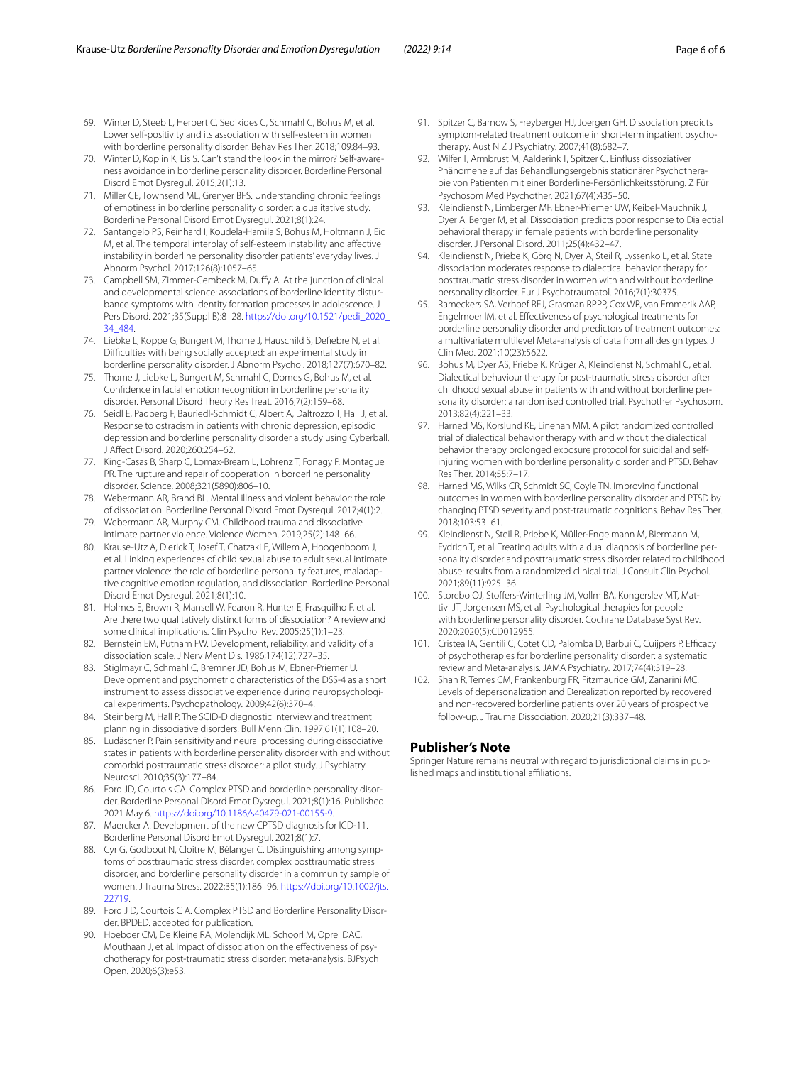69. Winter D, Steeb L, Herbert C, Sedikides C, Schmahl C, Bohus M, et al. Lower self-positivity and its association with self-esteem in women with borderline personality disorder. Behav Res Ther. 2018;109:84–93.
70. Winter D, Koplin K, Lis S. Can't stand the look in the mirror? Self-awareness avoidance in borderline personality disorder. Borderline Personal Disord Emot Dysregul. 2015;2(1):13.
71. Miller CE, Townsend ML, Grenyer BFS. Understanding chronic feelings of emptiness in borderline personality disorder: a qualitative study. Borderline Personal Disord Emot Dysregul. 2021;8(1):24.
72. Santangelo PS, Reinhard I, Koudela-Hamila S, Bohus M, Holtmann J, Eid M, et al. The temporal interplay of self-esteem instability and affective instability in borderline personality disorder patients' everyday lives. J Abnorm Psychol. 2017;126(8):1057–65.
73. Campbell SM, Zimmer-Gembeck M, Duffy A. At the junction of clinical and developmental science: associations of borderline identity disturbance symptoms with identity formation processes in adolescence. J Pers Disord. 2021;35(Suppl B):8–28. https://doi.org/10.1521/pedi_2020_34_484.
74. Liebke L, Koppe G, Bungert M, Thome J, Hauschild S, Defiebre N, et al. Difficulties with being socially accepted: an experimental study in borderline personality disorder. J Abnorm Psychol. 2018;127(7):670–82.
75. Thome J, Liebke L, Bungert M, Schmahl C, Domes G, Bohus M, et al. Confidence in facial emotion recognition in borderline personality disorder. Personal Disord Theory Res Treat. 2016;7(2):159–68.
76. Seidl E, Padberg F, Bauriedl-Schmidt C, Albert A, Daltrozzo T, Hall J, et al. Response to ostracism in patients with chronic depression, episodic depression and borderline personality disorder a study using Cyberball. J Affect Disord. 2020;260:254–62.
77. King-Casas B, Sharp C, Lomax-Bream L, Lohrenz T, Fonagy P, Montague PR. The rupture and repair of cooperation in borderline personality disorder. Science. 2008;321(5890):806–10.
78. Webermann AR, Brand BL. Mental illness and violent behavior: the role of dissociation. Borderline Personal Disord Emot Dysregul. 2017;4(1):2.
79. Webermann AR, Murphy CM. Childhood trauma and dissociative intimate partner violence. Violence Women. 2019;25(2):148–66.
80. Krause-Utz A, Dierick T, Josef T, Chatzaki E, Willem A, Hoogenboom J, et al. Linking experiences of child sexual abuse to adult sexual intimate partner violence: the role of borderline personality features, maladaptive cognitive emotion regulation, and dissociation. Borderline Personal Disord Emot Dysregul. 2021;8(1):10.
81. Holmes E, Brown R, Mansell W, Fearon R, Hunter E, Frasquilho F, et al. Are there two qualitatively distinct forms of dissociation? A review and some clinical implications. Clin Psychol Rev. 2005;25(1):1–23.
82. Bernstein EM, Putnam FW. Development, reliability, and validity of a dissociation scale. J Nerv Ment Dis. 1986;174(12):727–35.
83. Stiglmayr C, Schmahl C, Bremner JD, Bohus M, Ebner-Priemer U. Development and psychometric characteristics of the DSS-4 as a short instrument to assess dissociative experience during neuropsychological experiments. Psychopathology. 2009;42(6):370–4.
84. Steinberg M, Hall P. The SCID-D diagnostic interview and treatment planning in dissociative disorders. Bull Menn Clin. 1997;61(1):108–20.
85. Ludäscher P. Pain sensitivity and neural processing during dissociative states in patients with borderline personality disorder with and without comorbid posttraumatic stress disorder: a pilot study. J Psychiatry Neurosci. 2010;35(3):177–84.
86. Ford JD, Courtois CA. Complex PTSD and borderline personality disorder. Borderline Personal Disord Emot Dysregul. 2021;8(1):16. Published 2021 May 6. https://doi.org/10.1186/s40479-021-00155-9.
87. Maercker A. Development of the new CPTSD diagnosis for ICD-11. Borderline Personal Disord Emot Dysregul. 2021;8(1):7.
88. Cyr G, Godbout N, Cloitre M, Bélanger C. Distinguishing among symptoms of posttraumatic stress disorder, complex posttraumatic stress disorder, and borderline personality disorder in a community sample of women. J Trauma Stress. 2022;35(1):186–96. https://doi.org/10.1002/jts.22719.
89. Ford J D, Courtois C A. Complex PTSD and Borderline Personality Disorder. BPDED. accepted for publication.
90. Hoeboer CM, De Kleine RA, Molendijk ML, Schoorl M, Oprel DAC, Mouthaan J, et al. Impact of dissociation on the effectiveness of psychotherapy for post-traumatic stress disorder: meta-analysis. BJPsych Open. 2020;6(3):e53.
91. Spitzer C, Barnow S, Freyberger HJ, Joergen GH. Dissociation predicts symptom-related treatment outcome in short-term inpatient psychotherapy. Aust N Z J Psychiatry. 2007;41(8):682–7.
92. Wilfer T, Armbrust M, Aalderink T, Spitzer C. Einfluss dissoziativer Phänomene auf das Behandlungsergebnis stationärer Psychotherapie von Patienten mit einer Borderline-Persönlichkeitsstörung. Z Für Psychosom Med Psychother. 2021;67(4):435–50.
93. Kleindienst N, Limberger MF, Ebner-Priemer UW, Keibel-Mauchnik J, Dyer A, Berger M, et al. Dissociation predicts poor response to Dialectial behavioral therapy in female patients with borderline personality disorder. J Personal Disord. 2011;25(4):432–47.
94. Kleindienst N, Priebe K, Görg N, Dyer A, Steil R, Lyssenko L, et al. State dissociation moderates response to dialectical behavior therapy for posttraumatic stress disorder in women with and without borderline personality disorder. Eur J Psychotraumatol. 2016;7(1):30375.
95. Rameckers SA, Verhoef REJ, Grasman RPPP, Cox WR, van Emmerik AAP, Engelmoer IM, et al. Effectiveness of psychological treatments for borderline personality disorder and predictors of treatment outcomes: a multivariate multilevel Meta-analysis of data from all design types. J Clin Med. 2021;10(23):5622.
96. Bohus M, Dyer AS, Priebe K, Krüger A, Kleindienst N, Schmahl C, et al. Dialectical behaviour therapy for post-traumatic stress disorder after childhood sexual abuse in patients with and without borderline personality disorder: a randomised controlled trial. Psychother Psychosom. 2013;82(4):221–33.
97. Harned MS, Korslund KE, Linehan MM. A pilot randomized controlled trial of dialectical behavior therapy with and without the dialectical behavior therapy prolonged exposure protocol for suicidal and self-injuring women with borderline personality disorder and PTSD. Behav Res Ther. 2014;55:7–17.
98. Harned MS, Wilks CR, Schmidt SC, Coyle TN. Improving functional outcomes in women with borderline personality disorder and PTSD by changing PTSD severity and post-traumatic cognitions. Behav Res Ther. 2018;103:53–61.
99. Kleindienst N, Steil R, Priebe K, Müller-Engelmann M, Biermann M, Fydrich T, et al. Treating adults with a dual diagnosis of borderline personality disorder and posttraumatic stress disorder related to childhood abuse: results from a randomized clinical trial. J Consult Clin Psychol. 2021;89(11):925–36.
100. Storebo OJ, Stoffers-Winterling JM, Vollm BA, Kongerslev MT, Mattivi JT, Jorgensen MS, et al. Psychological therapies for people with borderline personality disorder. Cochrane Database Syst Rev. 2020;2020(5):CD012955.
101. Cristea IA, Gentili C, Cotet CD, Palomba D, Barbui C, Cuijpers P. Efficacy of psychotherapies for borderline personality disorder: a systematic review and Meta-analysis. JAMA Psychiatry. 2017;74(4):319–28.
102. Shah R, Temes CM, Frankenburg FR, Fitzmaurice GM, Zanarini MC. Levels of depersonalization and Derealization reported by recovered and non-recovered borderline patients over 20 years of prospective follow-up. J Trauma Dissociation. 2020;21(3):337–48.

## Publisher's Note

Springer Nature remains neutral with regard to jurisdictional claims in published maps and institutional affiliations.